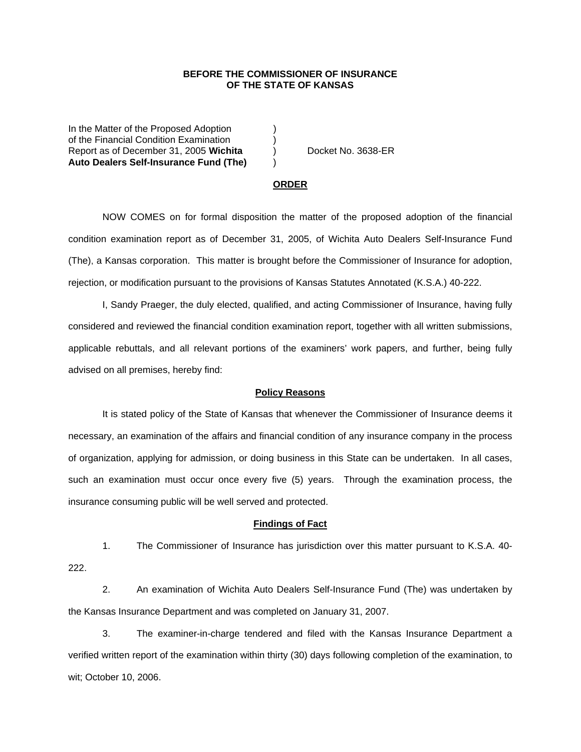**BEFORE THE COMMISSIONER OF INSURANCE**
**OF THE STATE OF KANSAS**

| | | |
|---|---|---|
| In the Matter of the Proposed Adoption | ) | |
| of the Financial Condition Examination | ) | |
| Report as of December 31, 2005 **Wichita** | ) | Docket No. 3638-ER |
| **Auto Dealers Self-Insurance Fund (The)** | ) | |

**ORDER**

NOW COMES on for formal disposition the matter of the proposed adoption of the financial condition examination report as of December 31, 2005, of Wichita Auto Dealers Self-Insurance Fund (The), a Kansas corporation. This matter is brought before the Commissioner of Insurance for adoption, rejection, or modification pursuant to the provisions of Kansas Statutes Annotated (K.S.A.) 40-222.

I, Sandy Praeger, the duly elected, qualified, and acting Commissioner of Insurance, having fully considered and reviewed the financial condition examination report, together with all written submissions, applicable rebuttals, and all relevant portions of the examiners' work papers, and further, being fully advised on all premises, hereby find:

**Policy Reasons**

It is stated policy of the State of Kansas that whenever the Commissioner of Insurance deems it necessary, an examination of the affairs and financial condition of any insurance company in the process of organization, applying for admission, or doing business in this State can be undertaken. In all cases, such an examination must occur once every five (5) years. Through the examination process, the insurance consuming public will be well served and protected.

**Findings of Fact**

1. The Commissioner of Insurance has jurisdiction over this matter pursuant to K.S.A. 40-222.

2. An examination of Wichita Auto Dealers Self-Insurance Fund (The) was undertaken by the Kansas Insurance Department and was completed on January 31, 2007.

3. The examiner-in-charge tendered and filed with the Kansas Insurance Department a verified written report of the examination within thirty (30) days following completion of the examination, to wit; October 10, 2006.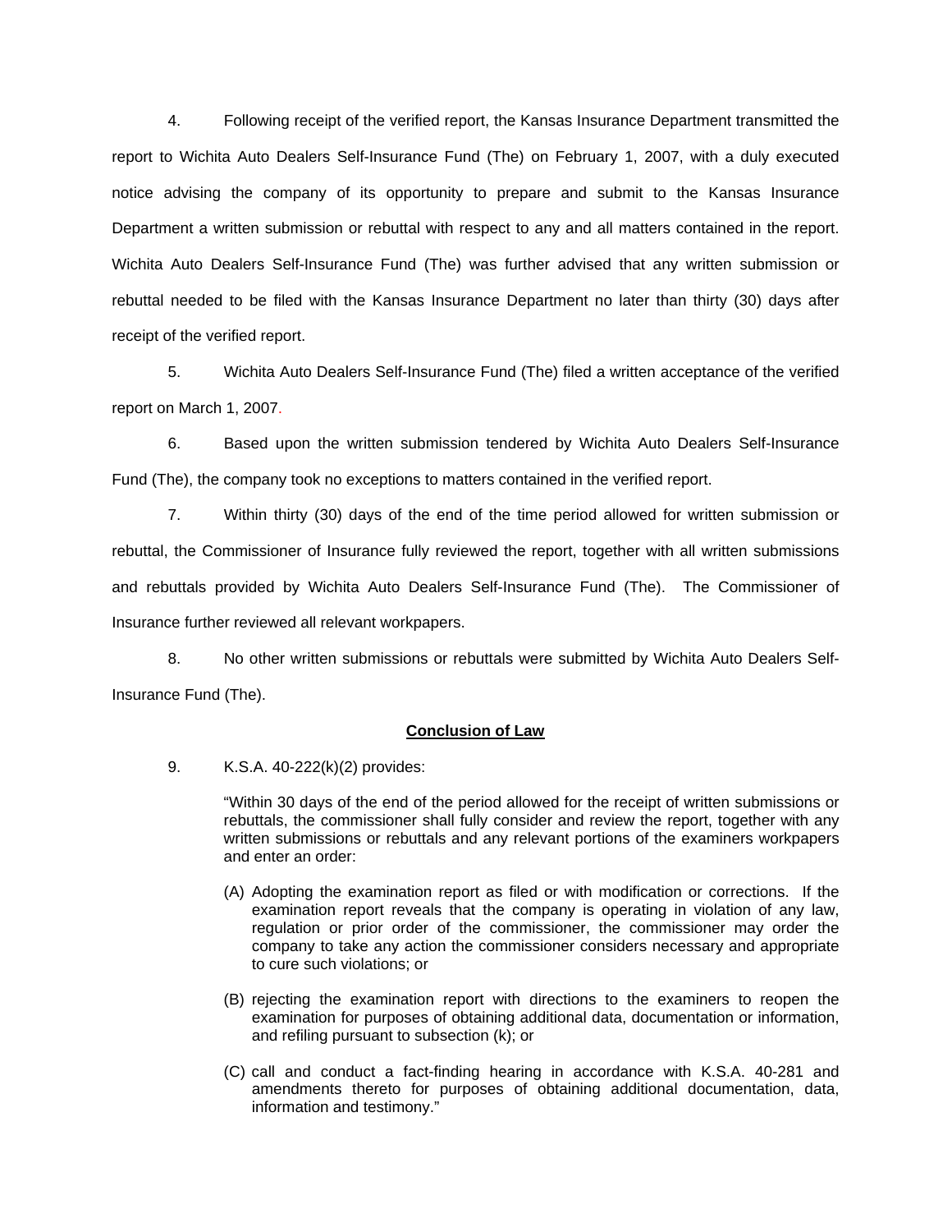4. Following receipt of the verified report, the Kansas Insurance Department transmitted the report to Wichita Auto Dealers Self-Insurance Fund (The) on February 1, 2007, with a duly executed notice advising the company of its opportunity to prepare and submit to the Kansas Insurance Department a written submission or rebuttal with respect to any and all matters contained in the report. Wichita Auto Dealers Self-Insurance Fund (The) was further advised that any written submission or rebuttal needed to be filed with the Kansas Insurance Department no later than thirty (30) days after receipt of the verified report.

5. Wichita Auto Dealers Self-Insurance Fund (The) filed a written acceptance of the verified report on March 1, 2007.

6. Based upon the written submission tendered by Wichita Auto Dealers Self-Insurance Fund (The), the company took no exceptions to matters contained in the verified report.

7. Within thirty (30) days of the end of the time period allowed for written submission or rebuttal, the Commissioner of Insurance fully reviewed the report, together with all written submissions and rebuttals provided by Wichita Auto Dealers Self-Insurance Fund (The). The Commissioner of Insurance further reviewed all relevant workpapers.

8. No other written submissions or rebuttals were submitted by Wichita Auto Dealers Self-Insurance Fund (The).

**Conclusion of Law**

9. K.S.A. 40-222(k)(2) provides:

> "Within 30 days of the end of the period allowed for the receipt of written submissions or rebuttals, the commissioner shall fully consider and review the report, together with any written submissions or rebuttals and any relevant portions of the examiners workpapers and enter an order:
>
> (A) Adopting the examination report as filed or with modification or corrections. If the examination report reveals that the company is operating in violation of any law, regulation or prior order of the commissioner, the commissioner may order the company to take any action the commissioner considers necessary and appropriate to cure such violations; or
>
> (B) rejecting the examination report with directions to the examiners to reopen the examination for purposes of obtaining additional data, documentation or information, and refiling pursuant to subsection (k); or
>
> (C) call and conduct a fact-finding hearing in accordance with K.S.A. 40-281 and amendments thereto for purposes of obtaining additional documentation, data, information and testimony."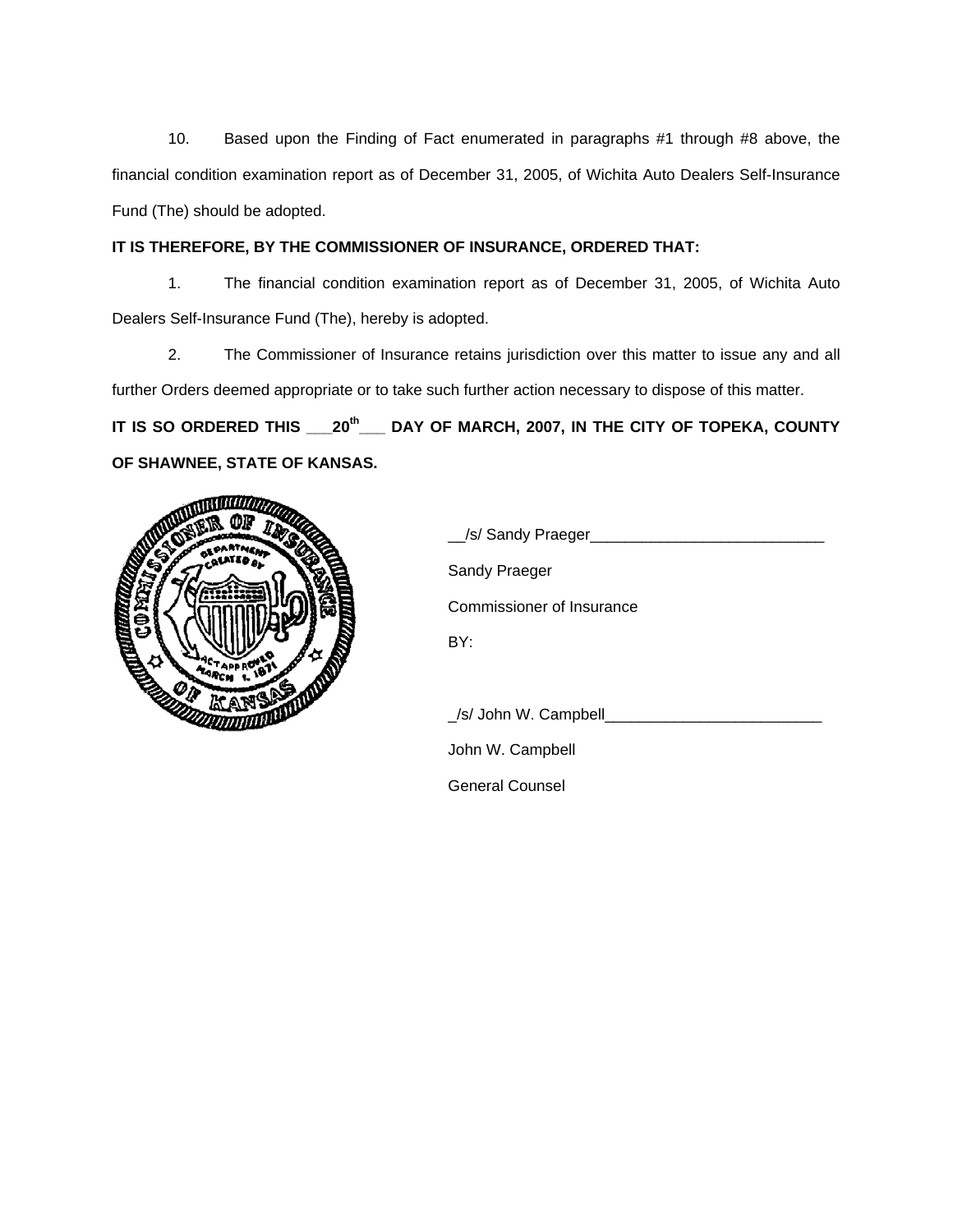10. Based upon the Finding of Fact enumerated in paragraphs #1 through #8 above, the financial condition examination report as of December 31, 2005, of Wichita Auto Dealers Self-Insurance Fund (The) should be adopted.

**IT IS THEREFORE, BY THE COMMISSIONER OF INSURANCE, ORDERED THAT:**

1. The financial condition examination report as of December 31, 2005, of Wichita Auto Dealers Self-Insurance Fund (The), hereby is adopted.

2. The Commissioner of Insurance retains jurisdiction over this matter to issue any and all further Orders deemed appropriate or to take such further action necessary to dispose of this matter.

**IT IS SO ORDERED THIS ___20th___ DAY OF MARCH, 2007, IN THE CITY OF TOPEKA, COUNTY OF SHAWNEE, STATE OF KANSAS.**

__/s/ Sandy Praeger___________________________

Sandy Praeger

Commissioner of Insurance

BY:

_/s/ John W. Campbell_________________________

John W. Campbell

General Counsel